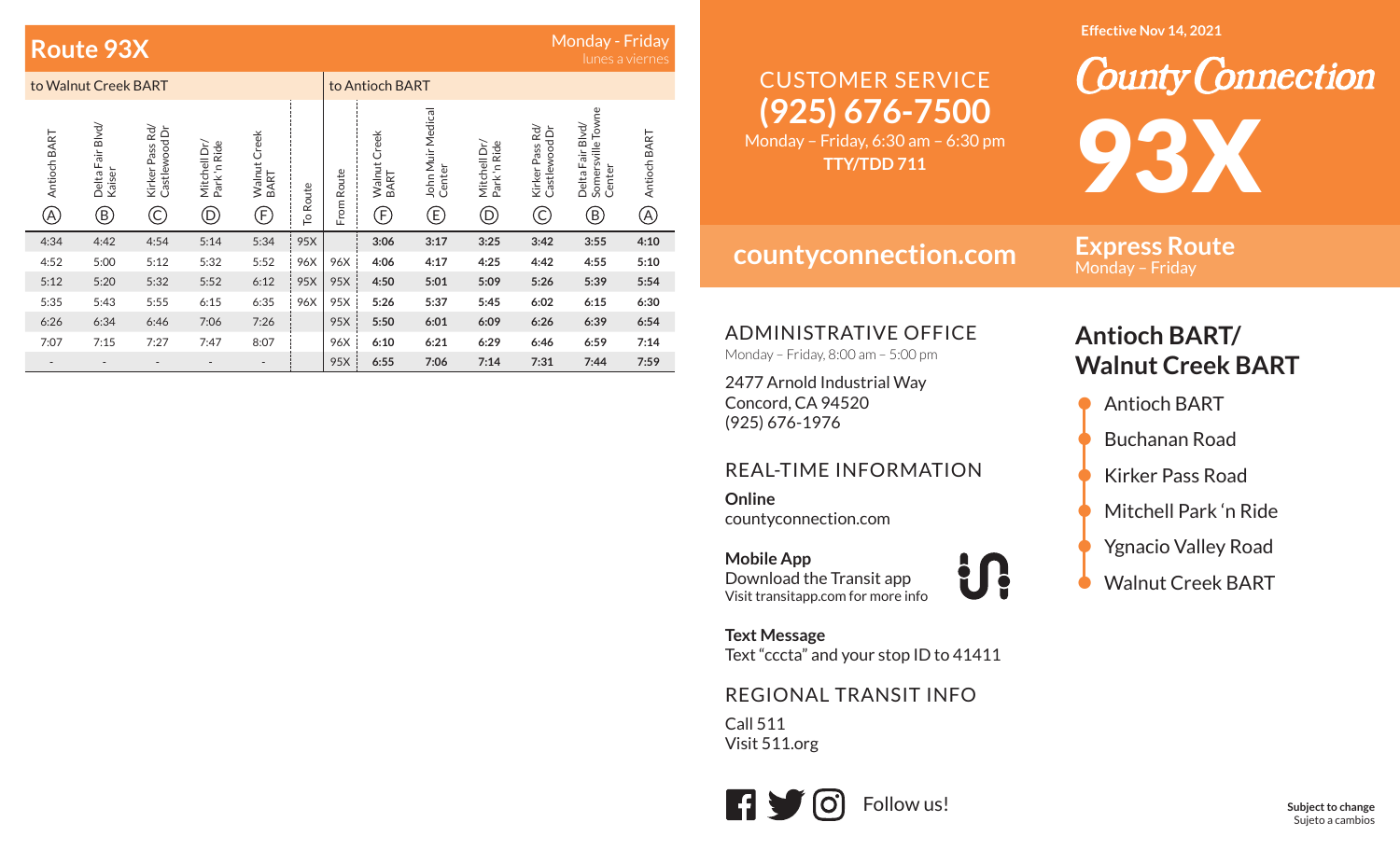## Route 93X

Monday - Friday
lunes a viernes

| to Walnut Creek BART | | | | | | to Antioch BART | | | | | | | |
|---|---|---|---|---|---|---|---|---|---|---|---|---|---|
| Antioch BART (A) | Delta Fair Blvd/ Kaiser (B) | Kirker Pass Rd/ Castlewood Dr (C) | Mitchell Dr/ Park 'n Ride (D) | Walnut Creek BART (F) | To Route | From Route | Walnut Creek BART (F) | John Muir Medical Center (E) | Mitchell Dr/ Park 'n Ride (D) | Kirker Pass Rd/ Castlewood Dr (C) | Delta Fair Blvd/ Somersville Towne Center (B) | Antioch BART (A) |
| 4:34 | 4:42 | 4:54 | 5:14 | 5:34 | 95X | | **3:06** | **3:17** | **3:25** | **3:42** | **3:55** | **4:10** |
| 4:52 | 5:00 | 5:12 | 5:32 | 5:52 | 96X | 96X | **4:06** | **4:17** | **4:25** | **4:42** | **4:55** | **5:10** |
| 5:12 | 5:20 | 5:32 | 5:52 | 6:12 | 95X | 95X | **4:50** | **5:01** | **5:09** | **5:26** | **5:39** | **5:54** |
| 5:35 | 5:43 | 5:55 | 6:15 | 6:35 | 96X | 95X | **5:26** | **5:37** | **5:45** | **6:02** | **6:15** | **6:30** |
| 6:26 | 6:34 | 6:46 | 7:06 | 7:26 | | 95X | **5:50** | **6:01** | **6:09** | **6:26** | **6:39** | **6:54** |
| 7:07 | 7:15 | 7:27 | 7:47 | 8:07 | | 96X | **6:10** | **6:21** | **6:29** | **6:46** | **6:59** | **7:14** |
| - | - | - | - | - | | 95X | **6:55** | **7:06** | **7:14** | **7:31** | **7:44** | **7:59** |

CUSTOMER SERVICE
**(925) 676-7500**
Monday – Friday, 6:30 am – 6:30 pm
**TTY/TDD 711**

**countyconnection.com**

ADMINISTRATIVE OFFICE
Monday – Friday, 8:00 am – 5:00 pm

2477 Arnold Industrial Way
Concord, CA 94520
(925) 676-1976

REAL-TIME INFORMATION

**Online**
countyconnection.com

**Mobile App**
Download the Transit app
Visit transitapp.com for more info

**Text Message**
Text "cccta" and your stop ID to 41411

REGIONAL TRANSIT INFO

Call 511
Visit 511.org

Follow us!

**Effective Nov 14, 2021**

# County Connection

# 93X

**Express Route**
Monday – Friday

## Antioch BART/ Walnut Creek BART

- Antioch BART
- Buchanan Road
- Kirker Pass Road
- Mitchell Park 'n Ride
- Ygnacio Valley Road
- Walnut Creek BART

**Subject to change**
Sujeto a cambios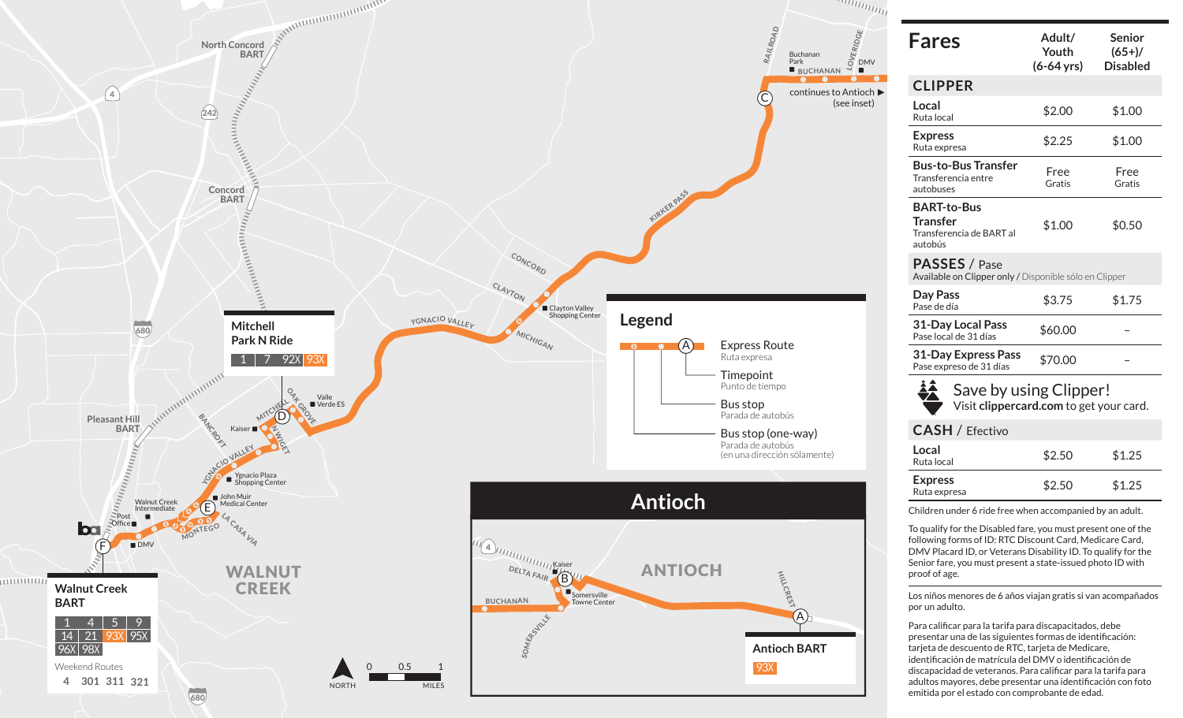North Concord BART

Concord BART

Pleasant Hill BART

Mitchell Park N Ride

1 | 7 | 92X | 93X

Walnut Creek BART

1 | 4 | 5 | 9

14 | 21 | 93X | 95X

96X | 98X

Weekend Routes

4 301 311 321

WALNUT CREEK

Buchanan Park

BUCHANAN

DMV

continues to Antioch ▶ (see inset)

Clayton Valley Shopping Center

Valle Verde ES

Kaiser

Ygnacio Plaza Shopping Center

John Muir Medical Center

Walnut Creek Intermediate

Post Office

DMV

NORTH

0 0.5 1 MILES

## Legend

- Express Route / Ruta expresa
- Timepoint / Punto de tiempo
- Bus stop / Parada de autobús
- Bus stop (one-way) / Parada de autobús (en una dirección sólamente)

## Antioch

ANTIOCH

Kaiser

Somersville Towne Center

Antioch BART

93X

# Fares

| | Adult/ Youth (6-64 yrs) | Senior (65+)/ Disabled |
|---|---|---|
| **CLIPPER** | | |
| **Local** Ruta local | $2.00 | $1.00 |
| **Express** Ruta expresa | $2.25 | $1.00 |
| **Bus-to-Bus Transfer** Transferencia entre autobuses | Free Gratis | Free Gratis |
| **BART-to-Bus Transfer** Transferencia de BART al autobús | $1.00 | $0.50 |
| **PASSES** / Pase — Available on Clipper only / Disponible sólo en Clipper | | |
| **Day Pass** Pase de día | $3.75 | $1.75 |
| **31-Day Local Pass** Pase local de 31 días | $60.00 | – |
| **31-Day Express Pass** Pase expreso de 31 días | $70.00 | – |
| **CASH** / Efectivo | | |
| **Local** Ruta local | $2.50 | $1.25 |
| **Express** Ruta expresa | $2.50 | $1.25 |

Save by using Clipper!
Visit **clippercard.com** to get your card.

Children under 6 ride free when accompanied by an adult.

To qualify for the Disabled fare, you must present one of the following forms of ID: RTC Discount Card, Medicare Card, DMV Placard ID, or Veterans Disability ID. To qualify for the Senior fare, you must present a state-issued photo ID with proof of age.

Los niños menores de 6 años viajan gratis si van acompañados por un adulto.

Para calificar para la tarifa para discapacitados, debe presentar una de las siguientes formas de identificación: tarjeta de descuento de RTC, tarjeta de Medicare, identificación de matrícula del DMV o identificación de discapacidad de veteranos. Para calificar para la tarifa para adultos mayores, debe presentar una identificación con foto emitida por el estado con comprobante de edad.